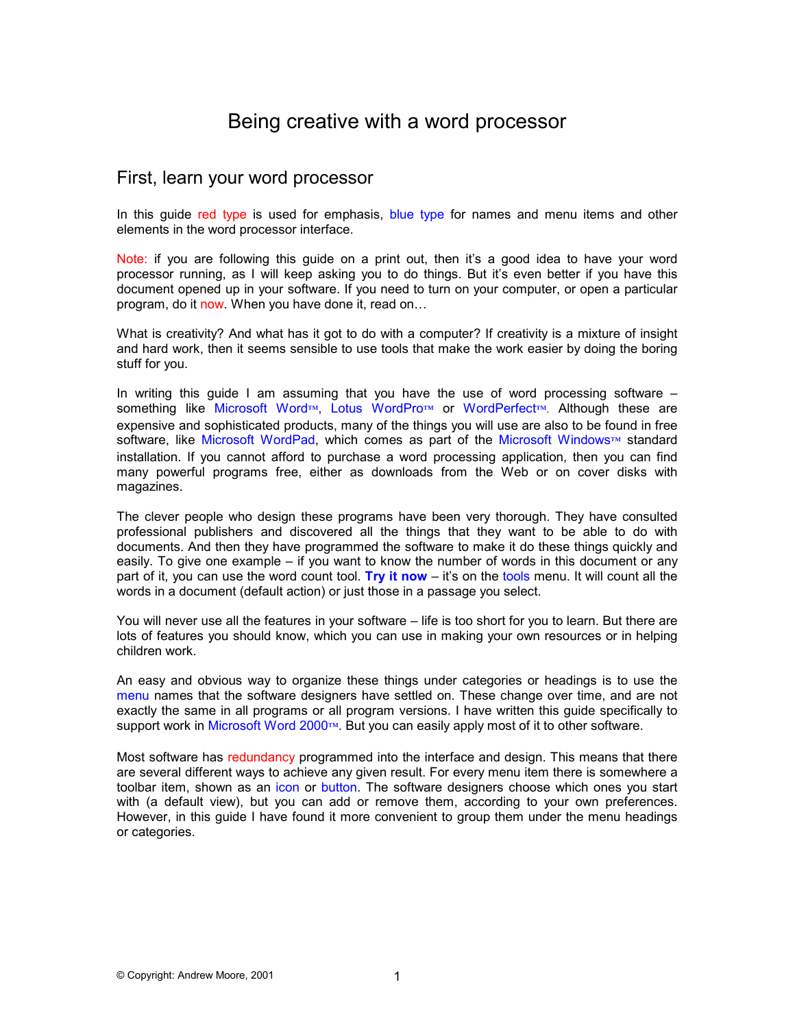# Being creative with a word processor

## First, learn your word processor

In this guide red type is used for emphasis, blue type for names and menu items and other elements in the word processor interface.

Note: if you are following this guide on a print out, then it's a good idea to have your word processor running, as I will keep asking you to do things. But it's even better if you have this document opened up in your software. If you need to turn on your computer, or open a particular program, do it now. When you have done it, read on…

What is creativity? And what has it got to do with a computer? If creativity is a mixture of insight and hard work, then it seems sensible to use tools that make the work easier by doing the boring stuff for you.

In writing this guide I am assuming that you have the use of word processing software – something like Microsoft Word™, Lotus WordPro™ or WordPerfect™. Although these are expensive and sophisticated products, many of the things you will use are also to be found in free software, like Microsoft WordPad, which comes as part of the Microsoft Windows™ standard installation. If you cannot afford to purchase a word processing application, then you can find many powerful programs free, either as downloads from the Web or on cover disks with magazines.

The clever people who design these programs have been very thorough. They have consulted professional publishers and discovered all the things that they want to be able to do with documents. And then they have programmed the software to make it do these things quickly and easily. To give one example – if you want to know the number of words in this document or any part of it, you can use the word count tool. **Try it now** – it's on the tools menu. It will count all the words in a document (default action) or just those in a passage you select.

You will never use all the features in your software – life is too short for you to learn. But there are lots of features you should know, which you can use in making your own resources or in helping children work.

An easy and obvious way to organize these things under categories or headings is to use the menu names that the software designers have settled on. These change over time, and are not exactly the same in all programs or all program versions. I have written this guide specifically to support work in Microsoft Word 2000™. But you can easily apply most of it to other software.

Most software has redundancy programmed into the interface and design. This means that there are several different ways to achieve any given result. For every menu item there is somewhere a toolbar item, shown as an icon or button. The software designers choose which ones you start with (a default view), but you can add or remove them, according to your own preferences. However, in this guide I have found it more convenient to group them under the menu headings or categories.

© Copyright: Andrew Moore, 2001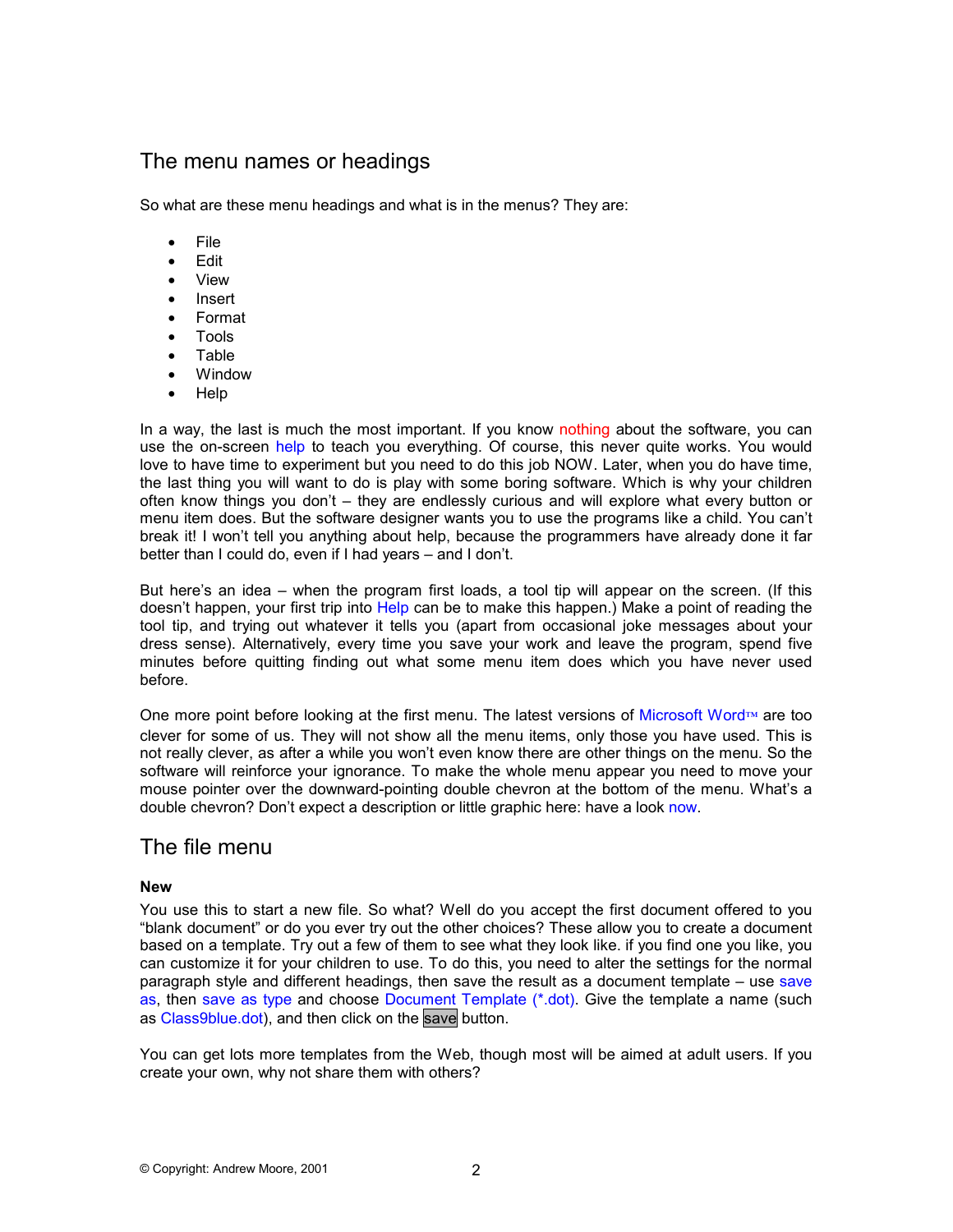## The menu names or headings

So what are these menu headings and what is in the menus? They are:

- File
- Edit
- View
- Insert
- Format
- Tools
- Table
- Window
- Help

In a way, the last is much the most important. If you know nothing about the software, you can use the on-screen help to teach you everything. Of course, this never quite works. You would love to have time to experiment but you need to do this job NOW. Later, when you do have time, the last thing you will want to do is play with some boring software. Which is why your children often know things you don't – they are endlessly curious and will explore what every button or menu item does. But the software designer wants you to use the programs like a child. You can't break it! I won't tell you anything about help, because the programmers have already done it far better than I could do, even if I had years – and I don't.

But here's an idea – when the program first loads, a tool tip will appear on the screen. (If this doesn't happen, your first trip into Help can be to make this happen.) Make a point of reading the tool tip, and trying out whatever it tells you (apart from occasional joke messages about your dress sense). Alternatively, every time you save your work and leave the program, spend five minutes before quitting finding out what some menu item does which you have never used before.

One more point before looking at the first menu. The latest versions of Microsoft Word™ are too clever for some of us. They will not show all the menu items, only those you have used. This is not really clever, as after a while you won't even know there are other things on the menu. So the software will reinforce your ignorance. To make the whole menu appear you need to move your mouse pointer over the downward-pointing double chevron at the bottom of the menu. What's a double chevron? Don't expect a description or little graphic here: have a look now.

## The file menu

**New**

You use this to start a new file. So what? Well do you accept the first document offered to you "blank document" or do you ever try out the other choices? These allow you to create a document based on a template. Try out a few of them to see what they look like. if you find one you like, you can customize it for your children to use. To do this, you need to alter the settings for the normal paragraph style and different headings, then save the result as a document template – use save as, then save as type and choose Document Template (*.dot). Give the template a name (such as Class9blue.dot), and then click on the save button.

You can get lots more templates from the Web, though most will be aimed at adult users. If you create your own, why not share them with others?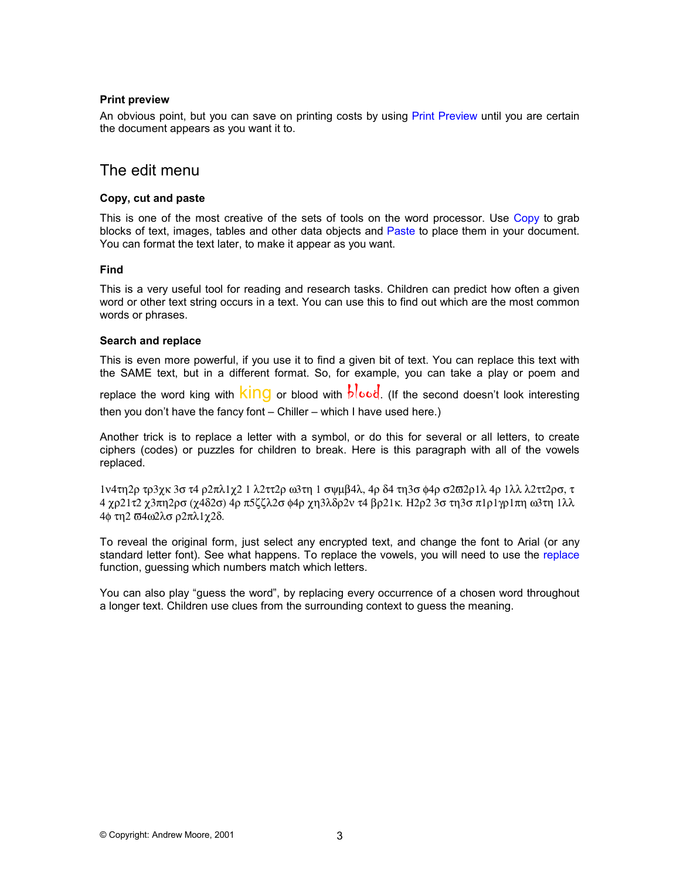### Print preview

An obvious point, but you can save on printing costs by using Print Preview until you are certain the document appears as you want it to.

## The edit menu

### Copy, cut and paste

This is one of the most creative of the sets of tools on the word processor. Use Copy to grab blocks of text, images, tables and other data objects and Paste to place them in your document. You can format the text later, to make it appear as you want.

### Find

This is a very useful tool for reading and research tasks. Children can predict how often a given word or other text string occurs in a text. You can use this to find out which are the most common words or phrases.

### Search and replace

This is even more powerful, if you use it to find a given bit of text. You can replace this text with the SAME text, but in a different format. So, for example, you can take a play or poem and replace the word king with king or blood with blood. (If the second doesn't look interesting then you don't have the fancy font – Chiller – which I have used here.)

Another trick is to replace a letter with a symbol, or do this for several or all letters, to create ciphers (codes) or puzzles for children to break. Here is this paragraph with all of the vowels replaced.

1ν4τη2ρ τρ3χκ 3σ τ4 ρ2πλ1χ2 1 λ2ττ2ρ ω3τη 1 σψμβ4λ, 4ρ δ4 τη3σ φ4ρ σ2ϖ2ρ1λ 4ρ 1λλ λ2ττ2ρσ, τ 4 χρ21τ2 χ3πη2ρσ (χ4δ2σ) 4ρ π5ζζλ2σ φ4ρ χη3λδρ2ν τ4 βρ21κ. Η2ρ2 3σ τη3σ π1ρ1γρ1πη ω3τη 1λλ 4φ τη2 ϖ4ω2λσ ρ2πλ1χ2δ.

To reveal the original form, just select any encrypted text, and change the font to Arial (or any standard letter font). See what happens. To replace the vowels, you will need to use the replace function, guessing which numbers match which letters.

You can also play "guess the word", by replacing every occurrence of a chosen word throughout a longer text. Children use clues from the surrounding context to guess the meaning.

© Copyright: Andrew Moore, 2001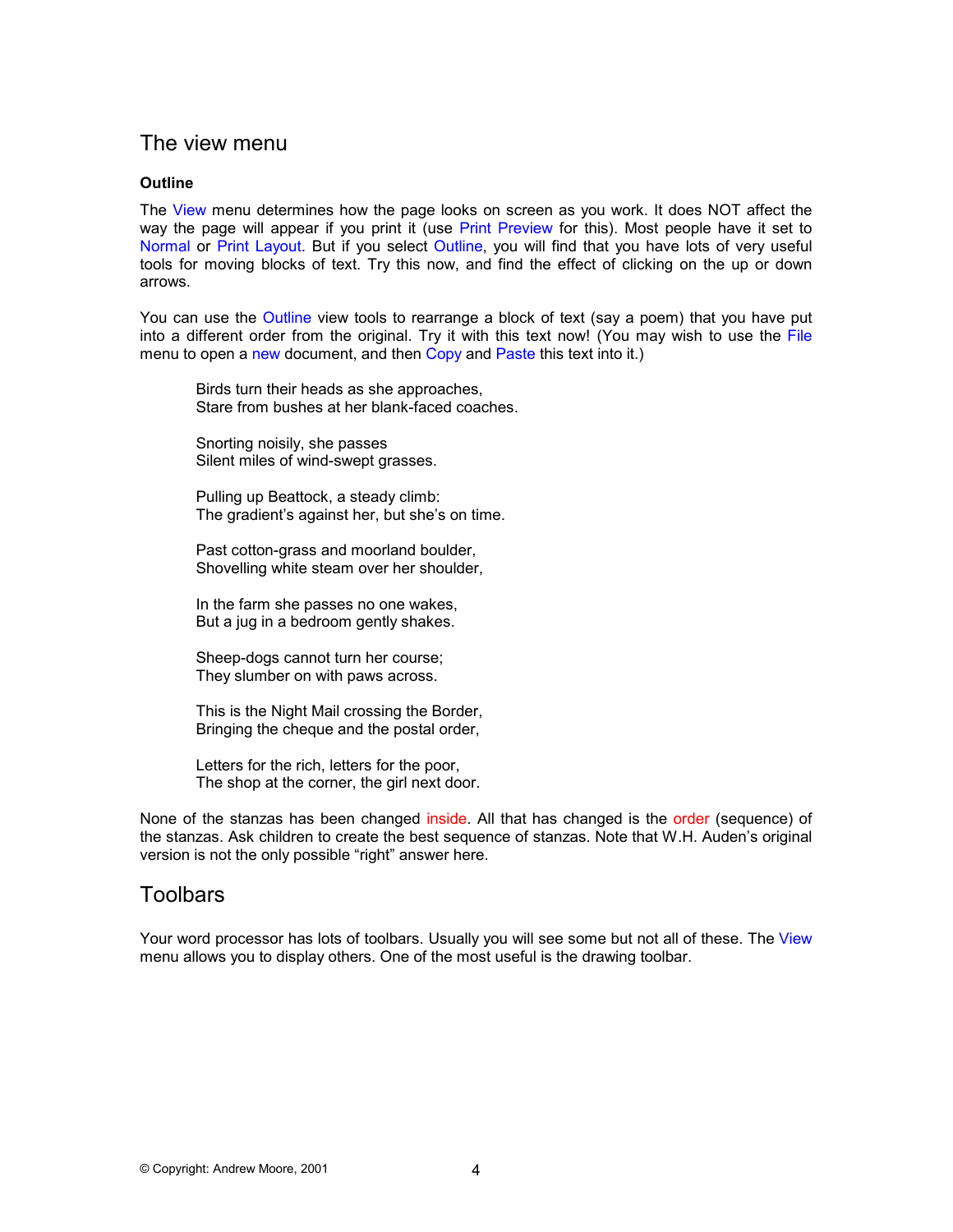## The view menu

**Outline**

The View menu determines how the page looks on screen as you work. It does NOT affect the way the page will appear if you print it (use Print Preview for this). Most people have it set to Normal or Print Layout. But if you select Outline, you will find that you have lots of very useful tools for moving blocks of text. Try this now, and find the effect of clicking on the up or down arrows.

You can use the Outline view tools to rearrange a block of text (say a poem) that you have put into a different order from the original. Try it with this text now! (You may wish to use the File menu to open a new document, and then Copy and Paste this text into it.)

> Birds turn their heads as she approaches,
> Stare from bushes at her blank-faced coaches.
>
> Snorting noisily, she passes
> Silent miles of wind-swept grasses.
>
> Pulling up Beattock, a steady climb:
> The gradient's against her, but she's on time.
>
> Past cotton-grass and moorland boulder,
> Shovelling white steam over her shoulder,
>
> In the farm she passes no one wakes,
> But a jug in a bedroom gently shakes.
>
> Sheep-dogs cannot turn her course;
> They slumber on with paws across.
>
> This is the Night Mail crossing the Border,
> Bringing the cheque and the postal order,
>
> Letters for the rich, letters for the poor,
> The shop at the corner, the girl next door.

None of the stanzas has been changed inside. All that has changed is the order (sequence) of the stanzas. Ask children to create the best sequence of stanzas. Note that W.H. Auden's original version is not the only possible "right" answer here.

## Toolbars

Your word processor has lots of toolbars. Usually you will see some but not all of these. The View menu allows you to display others. One of the most useful is the drawing toolbar.

© Copyright: Andrew Moore, 2001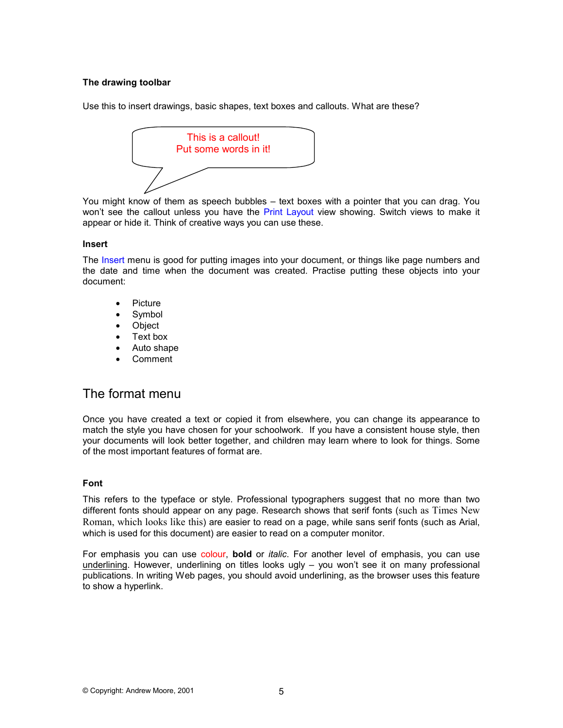### The drawing toolbar

Use this to insert drawings, basic shapes, text boxes and callouts. What are these?

This is a callout!
Put some words in it!

You might know of them as speech bubbles – text boxes with a pointer that you can drag. You won't see the callout unless you have the Print Layout view showing. Switch views to make it appear or hide it. Think of creative ways you can use these.

### Insert

The Insert menu is good for putting images into your document, or things like page numbers and the date and time when the document was created. Practise putting these objects into your document:

- Picture
- Symbol
- Object
- Text box
- Auto shape
- Comment

## The format menu

Once you have created a text or copied it from elsewhere, you can change its appearance to match the style you have chosen for your schoolwork. If you have a consistent house style, then your documents will look better together, and children may learn where to look for things. Some of the most important features of format are.

### Font

This refers to the typeface or style. Professional typographers suggest that no more than two different fonts should appear on any page. Research shows that serif fonts (such as Times New Roman, which looks like this) are easier to read on a page, while sans serif fonts (such as Arial, which is used for this document) are easier to read on a computer monitor.

For emphasis you can use colour, **bold** or *italic*. For another level of emphasis, you can use underlining. However, underlining on titles looks ugly – you won't see it on many professional publications. In writing Web pages, you should avoid underlining, as the browser uses this feature to show a hyperlink.

© Copyright: Andrew Moore, 2001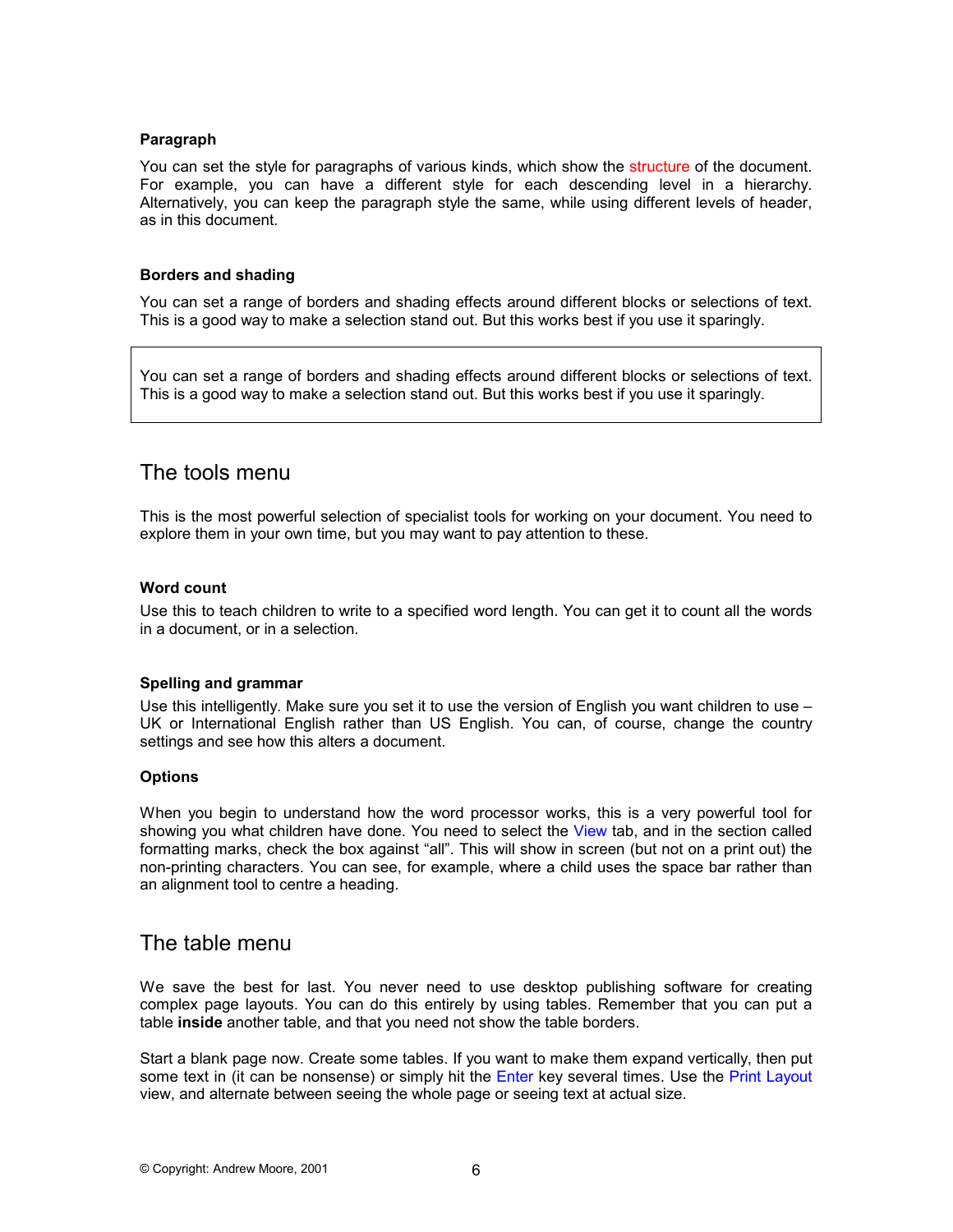### Paragraph

You can set the style for paragraphs of various kinds, which show the structure of the document. For example, you can have a different style for each descending level in a hierarchy. Alternatively, you can keep the paragraph style the same, while using different levels of header, as in this document.

### Borders and shading

You can set a range of borders and shading effects around different blocks or selections of text. This is a good way to make a selection stand out. But this works best if you use it sparingly.

| You can set a range of borders and shading effects around different blocks or selections of text. This is a good way to make a selection stand out. But this works best if you use it sparingly. |
|---|

## The tools menu

This is the most powerful selection of specialist tools for working on your document. You need to explore them in your own time, but you may want to pay attention to these.

### Word count

Use this to teach children to write to a specified word length. You can get it to count all the words in a document, or in a selection.

### Spelling and grammar

Use this intelligently. Make sure you set it to use the version of English you want children to use – UK or International English rather than US English. You can, of course, change the country settings and see how this alters a document.

### Options

When you begin to understand how the word processor works, this is a very powerful tool for showing you what children have done. You need to select the View tab, and in the section called formatting marks, check the box against "all". This will show in screen (but not on a print out) the non-printing characters. You can see, for example, where a child uses the space bar rather than an alignment tool to centre a heading.

## The table menu

We save the best for last. You never need to use desktop publishing software for creating complex page layouts. You can do this entirely by using tables. Remember that you can put a table **inside** another table, and that you need not show the table borders.

Start a blank page now. Create some tables. If you want to make them expand vertically, then put some text in (it can be nonsense) or simply hit the Enter key several times. Use the Print Layout view, and alternate between seeing the whole page or seeing text at actual size.

© Copyright: Andrew Moore, 2001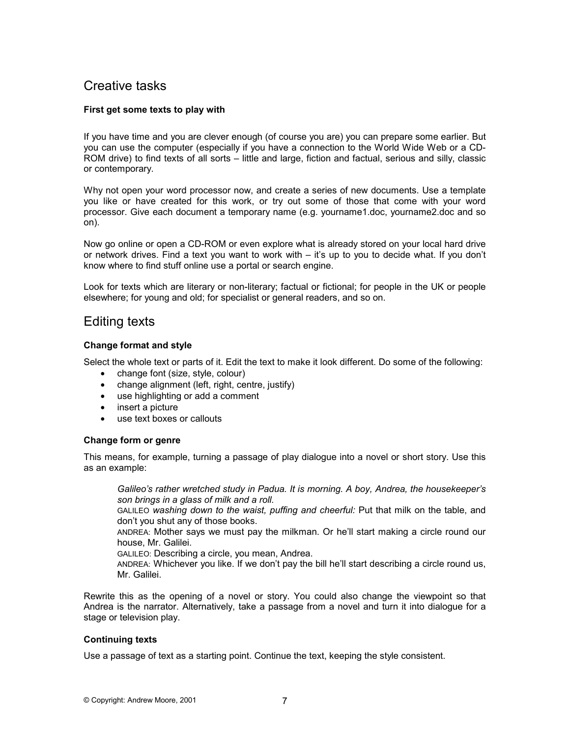## Creative tasks

**First get some texts to play with**

If you have time and you are clever enough (of course you are) you can prepare some earlier. But you can use the computer (especially if you have a connection to the World Wide Web or a CD-ROM drive) to find texts of all sorts – little and large, fiction and factual, serious and silly, classic or contemporary.

Why not open your word processor now, and create a series of new documents. Use a template you like or have created for this work, or try out some of those that come with your word processor. Give each document a temporary name (e.g. yourname1.doc, yourname2.doc and so on).

Now go online or open a CD-ROM or even explore what is already stored on your local hard drive or network drives. Find a text you want to work with – it's up to you to decide what. If you don't know where to find stuff online use a portal or search engine.

Look for texts which are literary or non-literary; factual or fictional; for people in the UK or people elsewhere; for young and old; for specialist or general readers, and so on.

## Editing texts

**Change format and style**

Select the whole text or parts of it. Edit the text to make it look different. Do some of the following:

- change font (size, style, colour)
- change alignment (left, right, centre, justify)
- use highlighting or add a comment
- insert a picture
- use text boxes or callouts

**Change form or genre**

This means, for example, turning a passage of play dialogue into a novel or short story. Use this as an example:

> *Galileo's rather wretched study in Padua. It is morning. A boy, Andrea, the housekeeper's son brings in a glass of milk and a roll.*
> GALILEO *washing down to the waist, puffing and cheerful:* Put that milk on the table, and don't you shut any of those books.
> ANDREA: Mother says we must pay the milkman. Or he'll start making a circle round our house, Mr. Galilei.
> GALILEO: Describing a circle, you mean, Andrea.
> ANDREA: Whichever you like. If we don't pay the bill he'll start describing a circle round us, Mr. Galilei.

Rewrite this as the opening of a novel or story. You could also change the viewpoint so that Andrea is the narrator. Alternatively, take a passage from a novel and turn it into dialogue for a stage or television play.

**Continuing texts**

Use a passage of text as a starting point. Continue the text, keeping the style consistent.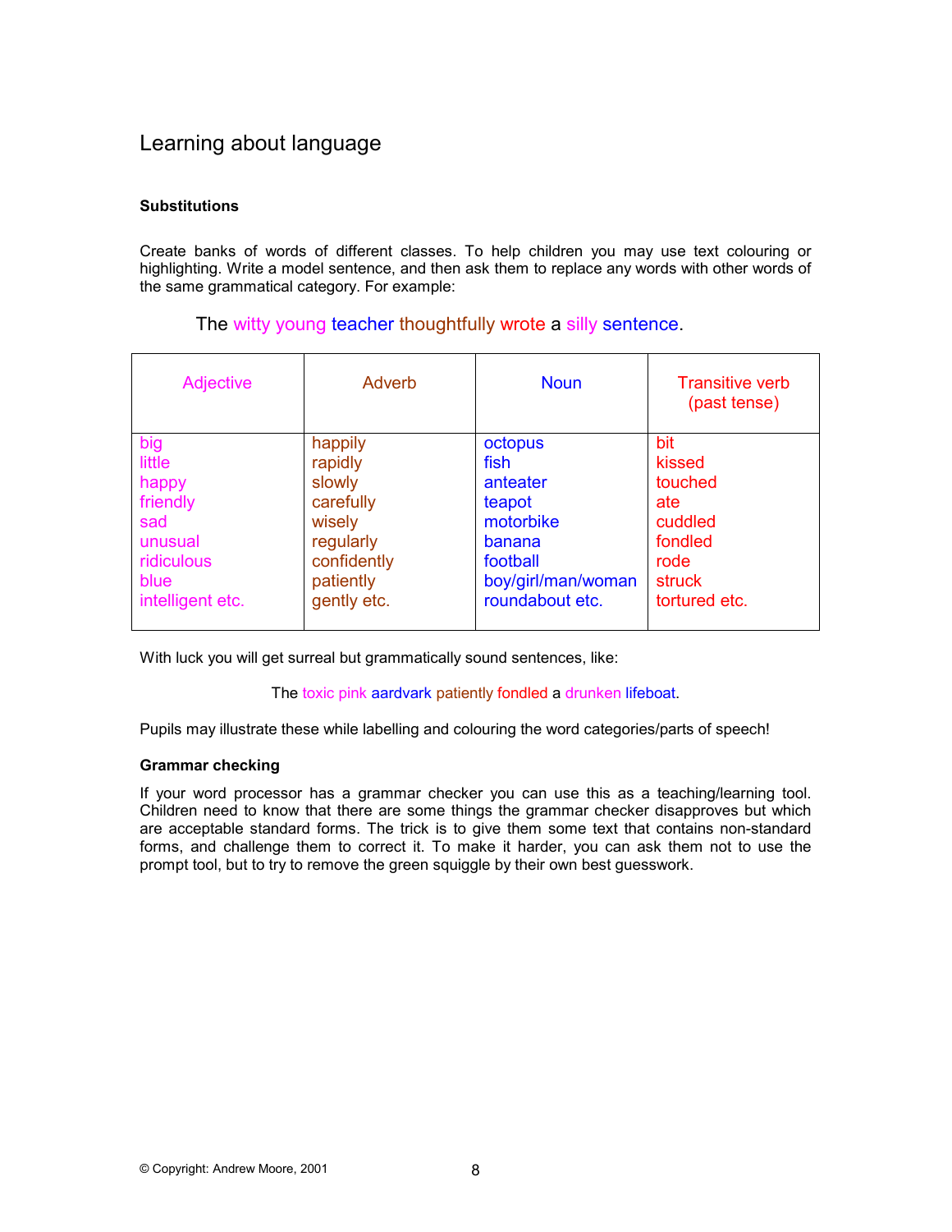# Learning about language

### Substitutions

Create banks of words of different classes. To help children you may use text colouring or highlighting. Write a model sentence, and then ask them to replace any words with other words of the same grammatical category. For example:

The witty young teacher thoughtfully wrote a silly sentence.

| Adjective | Adverb | Noun | Transitive verb (past tense) |
|---|---|---|---|
| big<br>little<br>happy<br>friendly<br>sad<br>unusual<br>ridiculous<br>blue<br>intelligent etc. | happily<br>rapidly<br>slowly<br>carefully<br>wisely<br>regularly<br>confidently<br>patiently<br>gently etc. | octopus<br>fish<br>anteater<br>teapot<br>motorbike<br>banana<br>football<br>boy/girl/man/woman<br>roundabout etc. | bit<br>kissed<br>touched<br>ate<br>cuddled<br>fondled<br>rode<br>struck<br>tortured etc. |

With luck you will get surreal but grammatically sound sentences, like:

The toxic pink aardvark patiently fondled a drunken lifeboat.

Pupils may illustrate these while labelling and colouring the word categories/parts of speech!

### Grammar checking

If your word processor has a grammar checker you can use this as a teaching/learning tool. Children need to know that there are some things the grammar checker disapproves but which are acceptable standard forms. The trick is to give them some text that contains non-standard forms, and challenge them to correct it. To make it harder, you can ask them not to use the prompt tool, but to try to remove the green squiggle by their own best guesswork.

© Copyright: Andrew Moore, 2001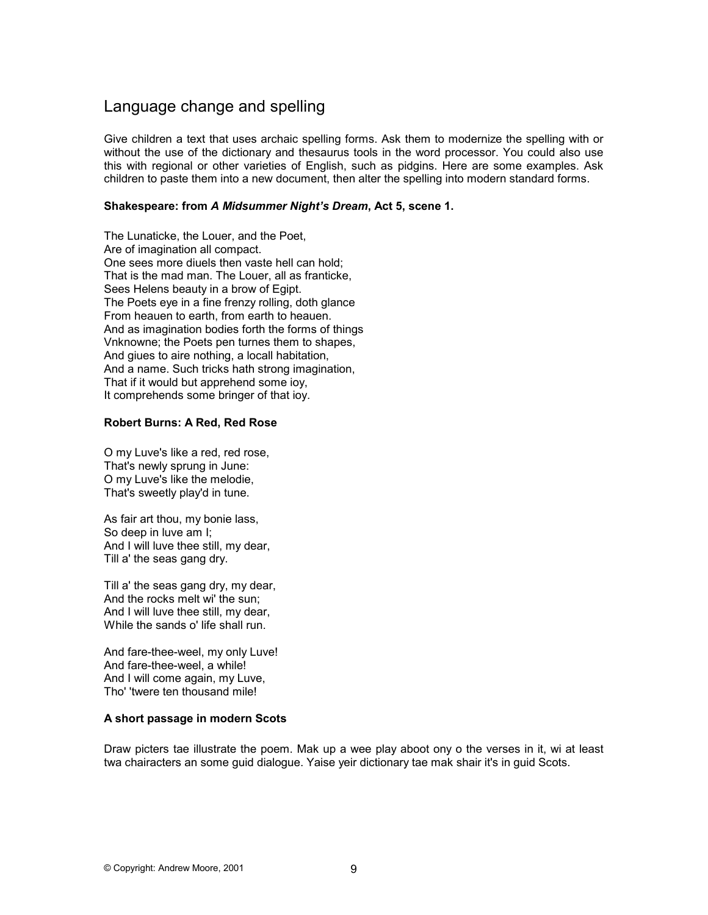## Language change and spelling

Give children a text that uses archaic spelling forms. Ask them to modernize the spelling with or without the use of the dictionary and thesaurus tools in the word processor. You could also use this with regional or other varieties of English, such as pidgins. Here are some examples. Ask children to paste them into a new document, then alter the spelling into modern standard forms.

**Shakespeare: from *A Midsummer Night's Dream*, Act 5, scene 1.**

The Lunaticke, the Louer, and the Poet,  
Are of imagination all compact.  
One sees more diuels then vaste hell can hold;  
That is the mad man. The Louer, all as franticke,  
Sees Helens beauty in a brow of Egipt.  
The Poets eye in a fine frenzy rolling, doth glance  
From heauen to earth, from earth to heauen.  
And as imagination bodies forth the forms of things  
Vnknowne; the Poets pen turnes them to shapes,  
And giues to aire nothing, a locall habitation,  
And a name. Such tricks hath strong imagination,  
That if it would but apprehend some ioy,  
It comprehends some bringer of that ioy.

**Robert Burns: A Red, Red Rose**

O my Luve's like a red, red rose,  
That's newly sprung in June:  
O my Luve's like the melodie,  
That's sweetly play'd in tune.

As fair art thou, my bonie lass,  
So deep in luve am I;  
And I will luve thee still, my dear,  
Till a' the seas gang dry.

Till a' the seas gang dry, my dear,  
And the rocks melt wi' the sun;  
And I will luve thee still, my dear,  
While the sands o' life shall run.

And fare-thee-weel, my only Luve!  
And fare-thee-weel, a while!  
And I will come again, my Luve,  
Tho' 'twere ten thousand mile!

**A short passage in modern Scots**

Draw picters tae illustrate the poem. Mak up a wee play aboot ony o the verses in it, wi at least twa chairacters an some guid dialogue. Yaise yeir dictionary tae mak shair it's in guid Scots.

© Copyright: Andrew Moore, 2001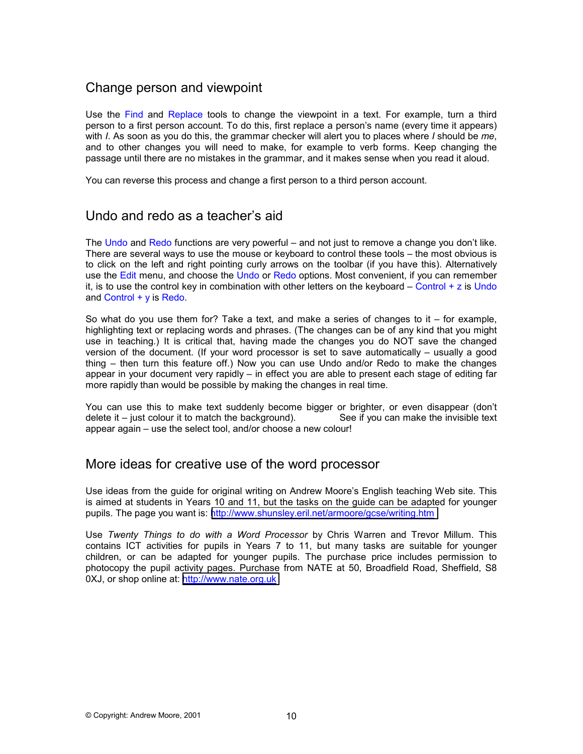## Change person and viewpoint

Use the Find and Replace tools to change the viewpoint in a text. For example, turn a third person to a first person account. To do this, first replace a person's name (every time it appears) with *I*. As soon as you do this, the grammar checker will alert you to places where *I* should be *me*, and to other changes you will need to make, for example to verb forms. Keep changing the passage until there are no mistakes in the grammar, and it makes sense when you read it aloud.

You can reverse this process and change a first person to a third person account.

## Undo and redo as a teacher's aid

The Undo and Redo functions are very powerful – and not just to remove a change you don't like. There are several ways to use the mouse or keyboard to control these tools – the most obvious is to click on the left and right pointing curly arrows on the toolbar (if you have this). Alternatively use the Edit menu, and choose the Undo or Redo options. Most convenient, if you can remember it, is to use the control key in combination with other letters on the keyboard – Control + z is Undo and Control + y is Redo.

So what do you use them for? Take a text, and make a series of changes to it – for example, highlighting text or replacing words and phrases. (The changes can be of any kind that you might use in teaching.) It is critical that, having made the changes you do NOT save the changed version of the document. (If your word processor is set to save automatically – usually a good thing – then turn this feature off.) Now you can use Undo and/or Redo to make the changes appear in your document very rapidly – in effect you are able to present each stage of editing far more rapidly than would be possible by making the changes in real time.

You can use this to make text suddenly become bigger or brighter, or even disappear (don't delete it – just colour it to match the background). See if you can make the invisible text appear again – use the select tool, and/or choose a new colour!

## More ideas for creative use of the word processor

Use ideas from the guide for original writing on Andrew Moore's English teaching Web site. This is aimed at students in Years 10 and 11, but the tasks on the guide can be adapted for younger pupils. The page you want is: http://www.shunsley.eril.net/armoore/gcse/writing.htm

Use *Twenty Things to do with a Word Processor* by Chris Warren and Trevor Millum. This contains ICT activities for pupils in Years 7 to 11, but many tasks are suitable for younger children, or can be adapted for younger pupils. The purchase price includes permission to photocopy the pupil activity pages. Purchase from NATE at 50, Broadfield Road, Sheffield, S8 0XJ, or shop online at: http://www.nate.org.uk

© Copyright: Andrew Moore, 2001